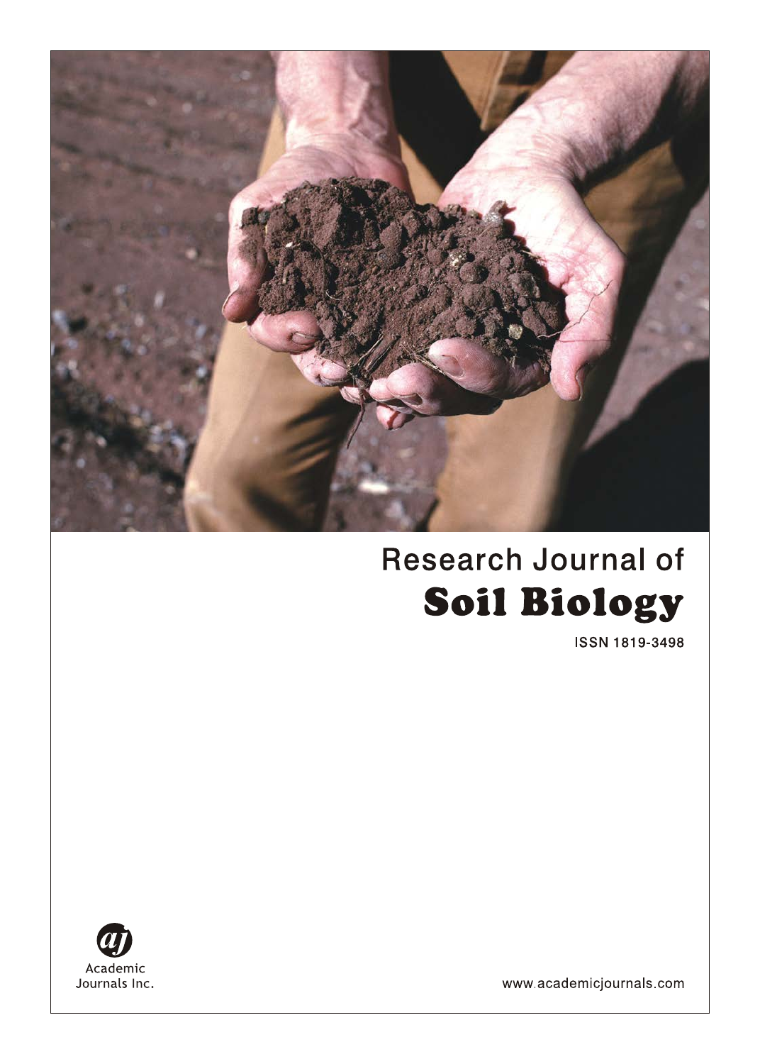Research Journal of

# Soil Biology

ISSN 1819-3498

Academic Journals Inc.

www.academicjournals.com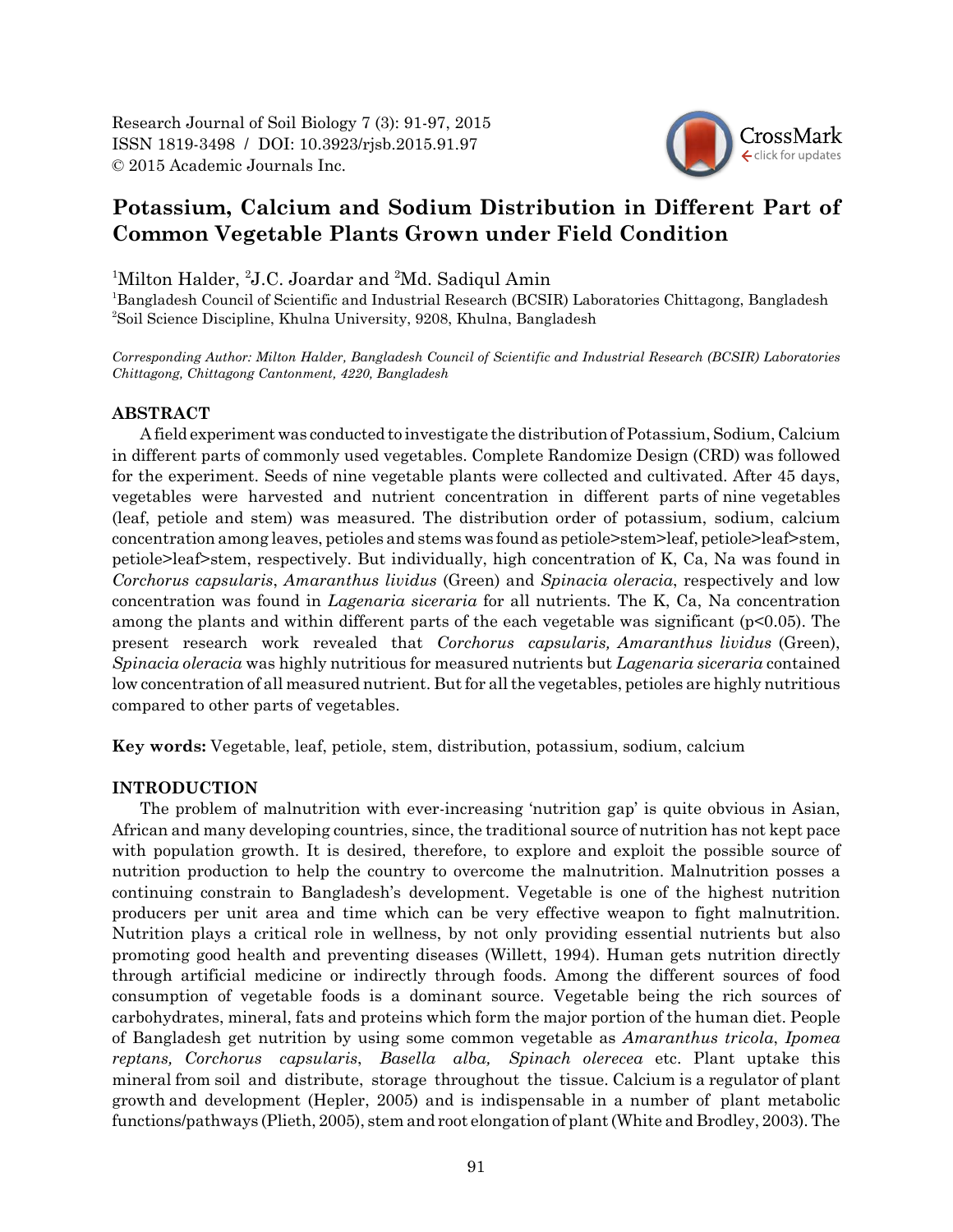Research Journal of Soil Biology 7 (3): 91-97, 2015
ISSN 1819-3498 / DOI: 10.3923/rjsb.2015.91.97
© 2015 Academic Journals Inc.

# Potassium, Calcium and Sodium Distribution in Different Part of Common Vegetable Plants Grown under Field Condition

[1]Milton Halder, [2]J.C. Joardar and [2]Md. Sadiqul Amin

[1]Bangladesh Council of Scientific and Industrial Research (BCSIR) Laboratories Chittagong, Bangladesh
[2]Soil Science Discipline, Khulna University, 9208, Khulna, Bangladesh

*Corresponding Author: Milton Halder, Bangladesh Council of Scientific and Industrial Research (BCSIR) Laboratories Chittagong, Chittagong Cantonment, 4220, Bangladesh*

## ABSTRACT

A field experiment was conducted to investigate the distribution of Potassium, Sodium, Calcium in different parts of commonly used vegetables. Complete Randomize Design (CRD) was followed for the experiment. Seeds of nine vegetable plants were collected and cultivated. After 45 days, vegetables were harvested and nutrient concentration in different parts of nine vegetables (leaf, petiole and stem) was measured. The distribution order of potassium, sodium, calcium concentration among leaves, petioles and stems was found as petiole>stem>leaf, petiole>leaf>stem, petiole>leaf>stem, respectively. But individually, high concentration of K, Ca, Na was found in *Corchorus capsularis*, *Amaranthus lividus* (Green) and *Spinacia oleracia*, respectively and low concentration was found in *Lagenaria siceraria* for all nutrients. The K, Ca, Na concentration among the plants and within different parts of the each vegetable was significant ($p<0.05$). The present research work revealed that *Corchorus capsularis, Amaranthus lividus* (Green), *Spinacia oleracia* was highly nutritious for measured nutrients but *Lagenaria siceraria* contained low concentration of all measured nutrient. But for all the vegetables, petioles are highly nutritious compared to other parts of vegetables.

**Key words:** Vegetable, leaf, petiole, stem, distribution, potassium, sodium, calcium

## INTRODUCTION

The problem of malnutrition with ever-increasing 'nutrition gap' is quite obvious in Asian, African and many developing countries, since, the traditional source of nutrition has not kept pace with population growth. It is desired, therefore, to explore and exploit the possible source of nutrition production to help the country to overcome the malnutrition. Malnutrition posses a continuing constrain to Bangladesh's development. Vegetable is one of the highest nutrition producers per unit area and time which can be very effective weapon to fight malnutrition. Nutrition plays a critical role in wellness, by not only providing essential nutrients but also promoting good health and preventing diseases (Willett, 1994). Human gets nutrition directly through artificial medicine or indirectly through foods. Among the different sources of food consumption of vegetable foods is a dominant source. Vegetable being the rich sources of carbohydrates, mineral, fats and proteins which form the major portion of the human diet. People of Bangladesh get nutrition by using some common vegetable as *Amaranthus tricola*, *Ipomea reptans, Corchorus capsularis*, *Basella alba, Spinach olerecea* etc. Plant uptake this mineral from soil and distribute, storage throughout the tissue. Calcium is a regulator of plant growth and development (Hepler, 2005) and is indispensable in a number of plant metabolic functions/pathways (Plieth, 2005), stem and root elongation of plant (White and Brodley, 2003). The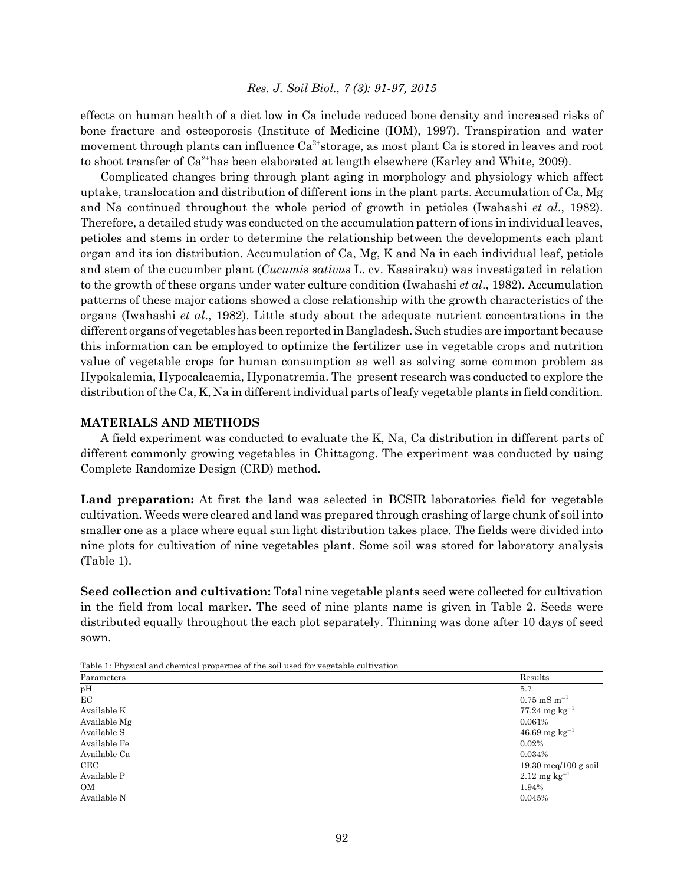effects on human health of a diet low in Ca include reduced bone density and increased risks of bone fracture and osteoporosis (Institute of Medicine (IOM), 1997). Transpiration and water movement through plants can influence $Ca^{2+}$storage, as most plant Ca is stored in leaves and root to shoot transfer of $Ca^{2+}$has been elaborated at length elsewhere (Karley and White, 2009).

Complicated changes bring through plant aging in morphology and physiology which affect uptake, translocation and distribution of different ions in the plant parts. Accumulation of Ca, Mg and Na continued throughout the whole period of growth in petioles (Iwahashi *et al*., 1982). Therefore, a detailed study was conducted on the accumulation pattern of ions in individual leaves, petioles and stems in order to determine the relationship between the developments each plant organ and its ion distribution. Accumulation of Ca, Mg, K and Na in each individual leaf, petiole and stem of the cucumber plant (*Cucumis sativus* L. cv. Kasairaku) was investigated in relation to the growth of these organs under water culture condition (Iwahashi *et al*., 1982). Accumulation patterns of these major cations showed a close relationship with the growth characteristics of the organs (Iwahashi *et al*., 1982). Little study about the adequate nutrient concentrations in the different organs of vegetables has been reported in Bangladesh. Such studies are important because this information can be employed to optimize the fertilizer use in vegetable crops and nutrition value of vegetable crops for human consumption as well as solving some common problem as Hypokalemia, Hypocalcaemia, Hyponatremia. The present research was conducted to explore the distribution of the Ca, K, Na in different individual parts of leafy vegetable plants in field condition.

## MATERIALS AND METHODS

A field experiment was conducted to evaluate the K, Na, Ca distribution in different parts of different commonly growing vegetables in Chittagong. The experiment was conducted by using Complete Randomize Design (CRD) method.

**Land preparation:** At first the land was selected in BCSIR laboratories field for vegetable cultivation. Weeds were cleared and land was prepared through crashing of large chunk of soil into smaller one as a place where equal sun light distribution takes place. The fields were divided into nine plots for cultivation of nine vegetables plant. Some soil was stored for laboratory analysis (Table 1).

**Seed collection and cultivation:** Total nine vegetable plants seed were collected for cultivation in the field from local marker. The seed of nine plants name is given in Table 2. Seeds were distributed equally throughout the each plot separately. Thinning was done after 10 days of seed sown.

Table 1: Physical and chemical properties of the soil used for vegetable cultivation

| Parameters | Results |
|---|---|
| pH | 5.7 |
| EC | 0.75 mS $m^{-1}$ |
| Available K | 77.24 mg $kg^{-1}$ |
| Available Mg | 0.061% |
| Available S | 46.69 mg $kg^{-1}$ |
| Available Fe | 0.02% |
| Available Ca | 0.034% |
| CEC | 19.30 meq/100 g soil |
| Available P | 2.12 mg $kg^{-1}$ |
| OM | 1.94% |
| Available N | 0.045% |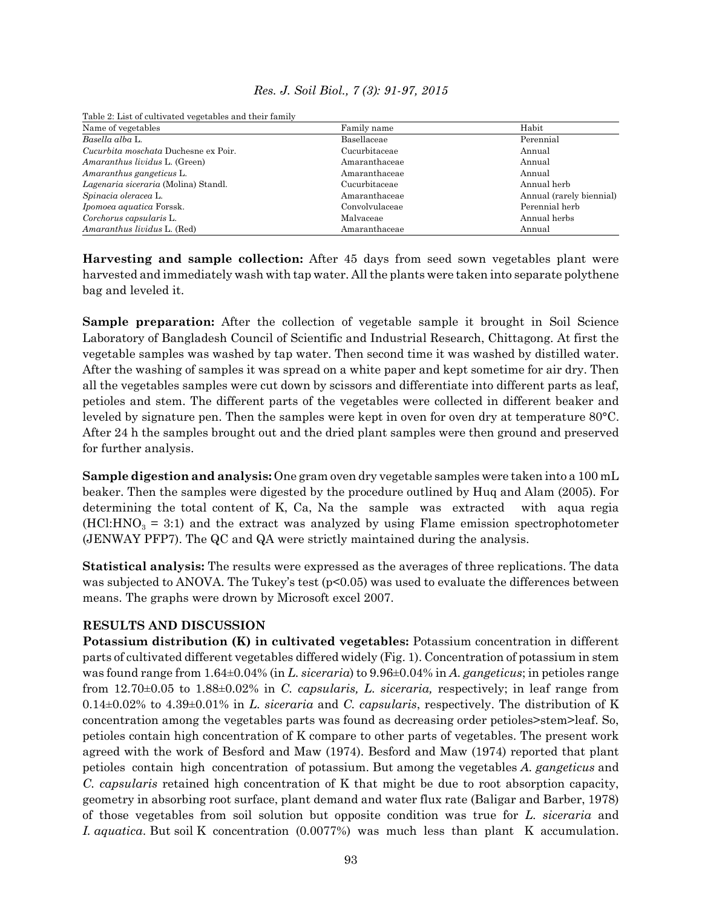Table 2: List of cultivated vegetables and their family

| Name of vegetables | Family name | Habit |
|---|---|---|
| *Basella alba* L. | Basellaceae | Perennial |
| *Cucurbita moschata* Duchesne ex Poir. | Cucurbitaceae | Annual |
| *Amaranthus lividus* L. (Green) | Amaranthaceae | Annual |
| *Amaranthus gangeticus* L. | Amaranthaceae | Annual |
| *Lagenaria siceraria* (Molina) Standl. | Cucurbitaceae | Annual herb |
| *Spinacia oleracea* L. | Amaranthaceae | Annual (rarely biennial) |
| *Ipomoea aquatica* Forssk. | Convolvulaceae | Perennial herb |
| *Corchorus capsularis* L. | Malvaceae | Annual herbs |
| *Amaranthus lividus* L. (Red) | Amaranthaceae | Annual |

**Harvesting and sample collection:** After 45 days from seed sown vegetables plant were harvested and immediately wash with tap water. All the plants were taken into separate polythene bag and leveled it.

**Sample preparation:** After the collection of vegetable sample it brought in Soil Science Laboratory of Bangladesh Council of Scientific and Industrial Research, Chittagong. At first the vegetable samples was washed by tap water. Then second time it was washed by distilled water. After the washing of samples it was spread on a white paper and kept sometime for air dry. Then all the vegetables samples were cut down by scissors and differentiate into different parts as leaf, petioles and stem. The different parts of the vegetables were collected in different beaker and leveled by signature pen. Then the samples were kept in oven for oven dry at temperature 80°C. After 24 h the samples brought out and the dried plant samples were then ground and preserved for further analysis.

**Sample digestion and analysis:** One gram oven dry vegetable samples were taken into a 100 mL beaker. Then the samples were digested by the procedure outlined by Huq and Alam (2005). For determining the total content of K, Ca, Na the sample was extracted with aqua regia ($HCl:HNO_3$ = 3:1) and the extract was analyzed by using Flame emission spectrophotometer (JENWAY PFP7). The QC and QA were strictly maintained during the analysis.

**Statistical analysis:** The results were expressed as the averages of three replications. The data was subjected to ANOVA. The Tukey's test ($p<0.05$) was used to evaluate the differences between means. The graphs were drown by Microsoft excel 2007.

## RESULTS AND DISCUSSION

**Potassium distribution (K) in cultivated vegetables:** Potassium concentration in different parts of cultivated different vegetables differed widely (Fig. 1). Concentration of potassium in stem was found range from 1.64±0.04% (in *L. siceraria*) to 9.96±0.04% in *A. gangeticus*; in petioles range from 12.70±0.05 to 1.88±0.02% in *C. capsularis, L. siceraria,* respectively; in leaf range from 0.14±0.02% to 4.39±0.01% in *L. siceraria* and *C. capsularis*, respectively. The distribution of K concentration among the vegetables parts was found as decreasing order petioles>stem>leaf. So, petioles contain high concentration of K compare to other parts of vegetables. The present work agreed with the work of Besford and Maw (1974). Besford and Maw (1974) reported that plant petioles contain high concentration of potassium. But among the vegetables *A. gangeticus* and *C. capsularis* retained high concentration of K that might be due to root absorption capacity, geometry in absorbing root surface, plant demand and water flux rate (Baligar and Barber, 1978) of those vegetables from soil solution but opposite condition was true for *L. siceraria* and *I. aquatica*. But soil K concentration (0.0077%) was much less than plant K accumulation.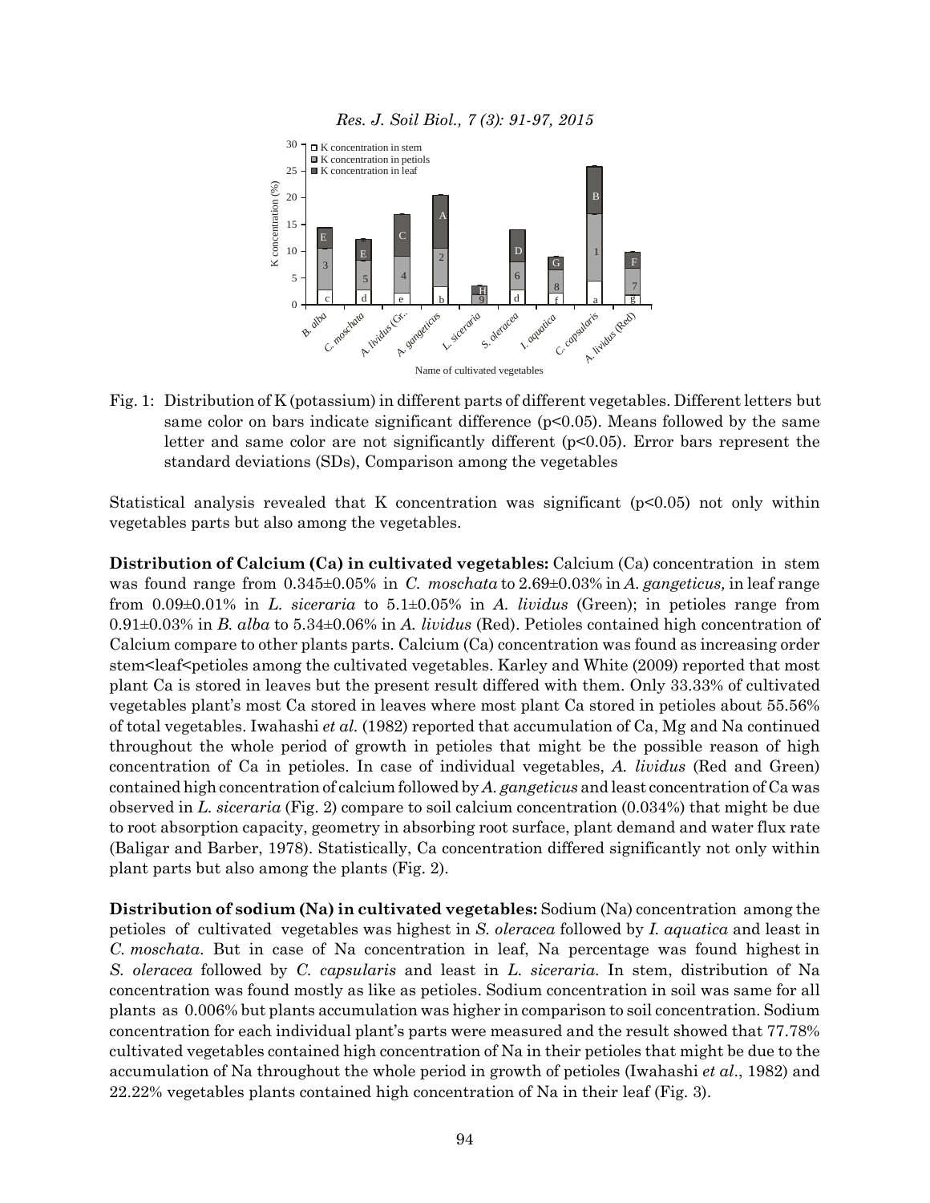Fig. 1: Distribution of K (potassium) in different parts of different vegetables. Different letters but same color on bars indicate significant difference ($p<0.05$). Means followed by the same letter and same color are not significantly different ($p<0.05$). Error bars represent the standard deviations (SDs), Comparison among the vegetables

Statistical analysis revealed that K concentration was significant ($p<0.05$) not only within vegetables parts but also among the vegetables.

**Distribution of Calcium (Ca) in cultivated vegetables:** Calcium (Ca) concentration in stem was found range from 0.345±0.05% in *C. moschata* to 2.69±0.03% in *A. gangeticus,* in leaf range from 0.09±0.01% in *L. siceraria* to 5.1±0.05% in *A. lividus* (Green); in petioles range from 0.91±0.03% in *B. alba* to 5.34±0.06% in *A. lividus* (Red). Petioles contained high concentration of Calcium compare to other plants parts. Calcium (Ca) concentration was found as increasing order stem<leaf<petioles among the cultivated vegetables. Karley and White (2009) reported that most plant Ca is stored in leaves but the present result differed with them. Only 33.33% of cultivated vegetables plant's most Ca stored in leaves where most plant Ca stored in petioles about 55.56% of total vegetables. Iwahashi *et al.* (1982) reported that accumulation of Ca, Mg and Na continued throughout the whole period of growth in petioles that might be the possible reason of high concentration of Ca in petioles. In case of individual vegetables, *A. lividus* (Red and Green) contained high concentration of calcium followed by *A. gangeticus* and least concentration of Ca was observed in *L. siceraria* (Fig. 2) compare to soil calcium concentration (0.034%) that might be due to root absorption capacity, geometry in absorbing root surface, plant demand and water flux rate (Baligar and Barber, 1978). Statistically, Ca concentration differed significantly not only within plant parts but also among the plants (Fig. 2).

**Distribution of sodium (Na) in cultivated vegetables:** Sodium (Na) concentration among the petioles of cultivated vegetables was highest in *S. oleracea* followed by *I. aquatica* and least in *C. moschata*. But in case of Na concentration in leaf, Na percentage was found highest in *S. oleracea* followed by *C. capsularis* and least in *L. siceraria*. In stem, distribution of Na concentration was found mostly as like as petioles. Sodium concentration in soil was same for all plants as 0.006% but plants accumulation was higher in comparison to soil concentration. Sodium concentration for each individual plant's parts were measured and the result showed that 77.78% cultivated vegetables contained high concentration of Na in their petioles that might be due to the accumulation of Na throughout the whole period in growth of petioles (Iwahashi *et al*., 1982) and 22.22% vegetables plants contained high concentration of Na in their leaf (Fig. 3).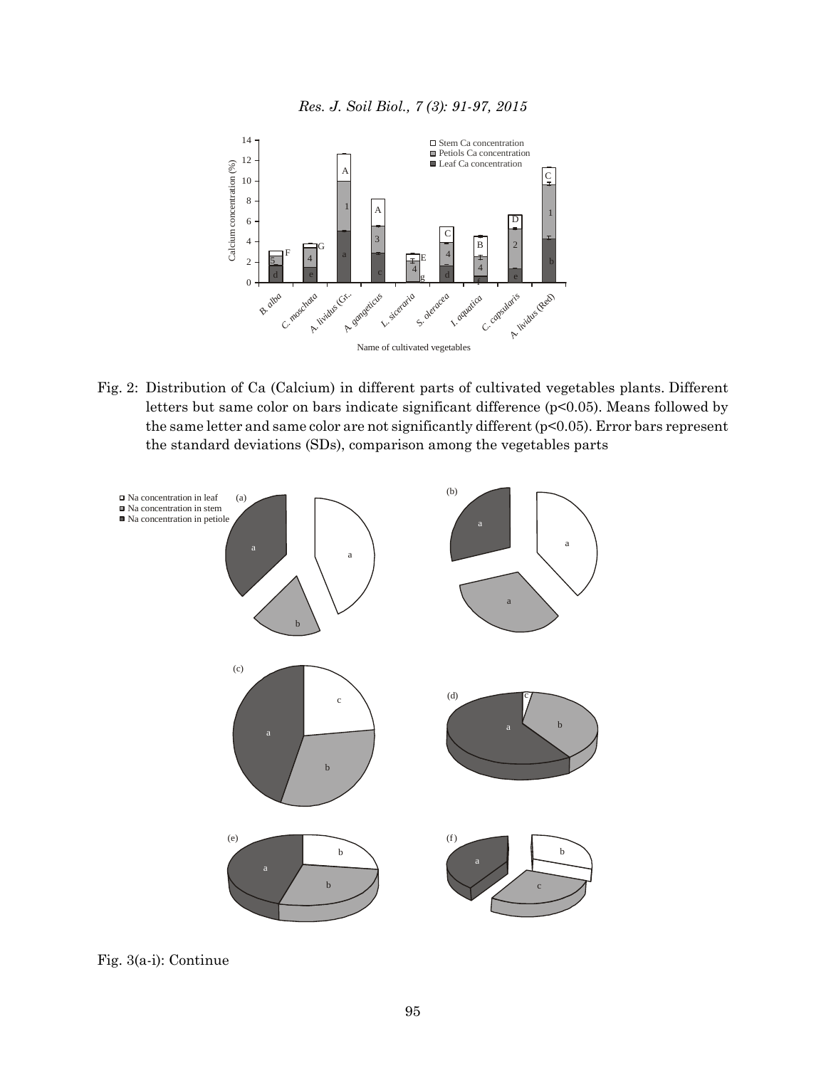Fig. 2: Distribution of Ca (Calcium) in different parts of cultivated vegetables plants. Different letters but same color on bars indicate significant difference ($p<0.05$). Means followed by the same letter and same color are not significantly different ($p<0.05$). Error bars represent the standard deviations (SDs), comparison among the vegetables parts

Fig. 3(a-i): Continue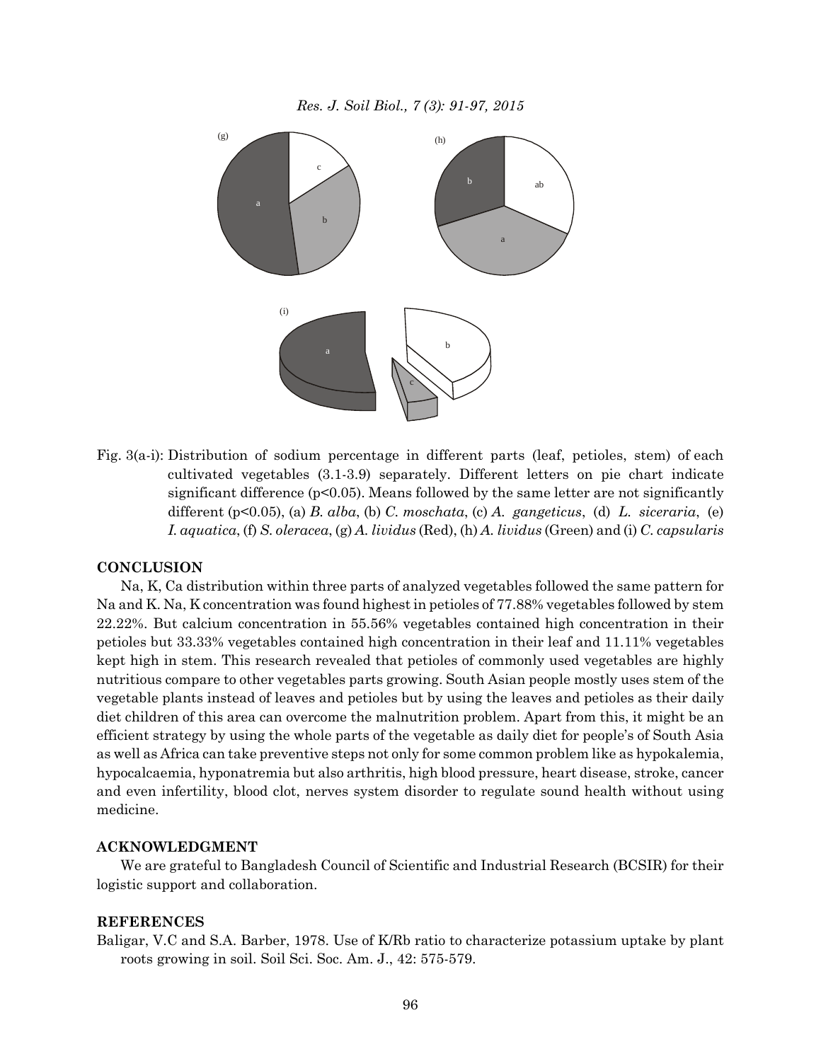Fig. 3(a-i): Distribution of sodium percentage in different parts (leaf, petioles, stem) of each cultivated vegetables (3.1-3.9) separately. Different letters on pie chart indicate significant difference ($p<0.05$). Means followed by the same letter are not significantly different ($p<0.05$), (a) *B. alba*, (b) *C. moschata*, (c) *A. gangeticus*, (d) *L. siceraria*, (e) *I. aquatica*, (f) *S. oleracea*, (g) *A. lividus* (Red), (h) *A. lividus* (Green) and (i) *C. capsularis*

## CONCLUSION

Na, K, Ca distribution within three parts of analyzed vegetables followed the same pattern for Na and K. Na, K concentration was found highest in petioles of 77.88% vegetables followed by stem 22.22%. But calcium concentration in 55.56% vegetables contained high concentration in their petioles but 33.33% vegetables contained high concentration in their leaf and 11.11% vegetables kept high in stem. This research revealed that petioles of commonly used vegetables are highly nutritious compare to other vegetables parts growing. South Asian people mostly uses stem of the vegetable plants instead of leaves and petioles but by using the leaves and petioles as their daily diet children of this area can overcome the malnutrition problem. Apart from this, it might be an efficient strategy by using the whole parts of the vegetable as daily diet for people's of South Asia as well as Africa can take preventive steps not only for some common problem like as hypokalemia, hypocalcaemia, hyponatremia but also arthritis, high blood pressure, heart disease, stroke, cancer and even infertility, blood clot, nerves system disorder to regulate sound health without using medicine.

## ACKNOWLEDGMENT

We are grateful to Bangladesh Council of Scientific and Industrial Research (BCSIR) for their logistic support and collaboration.

## REFERENCES

Baligar, V.C and S.A. Barber, 1978. Use of K/Rb ratio to characterize potassium uptake by plant roots growing in soil. Soil Sci. Soc. Am. J., 42: 575-579.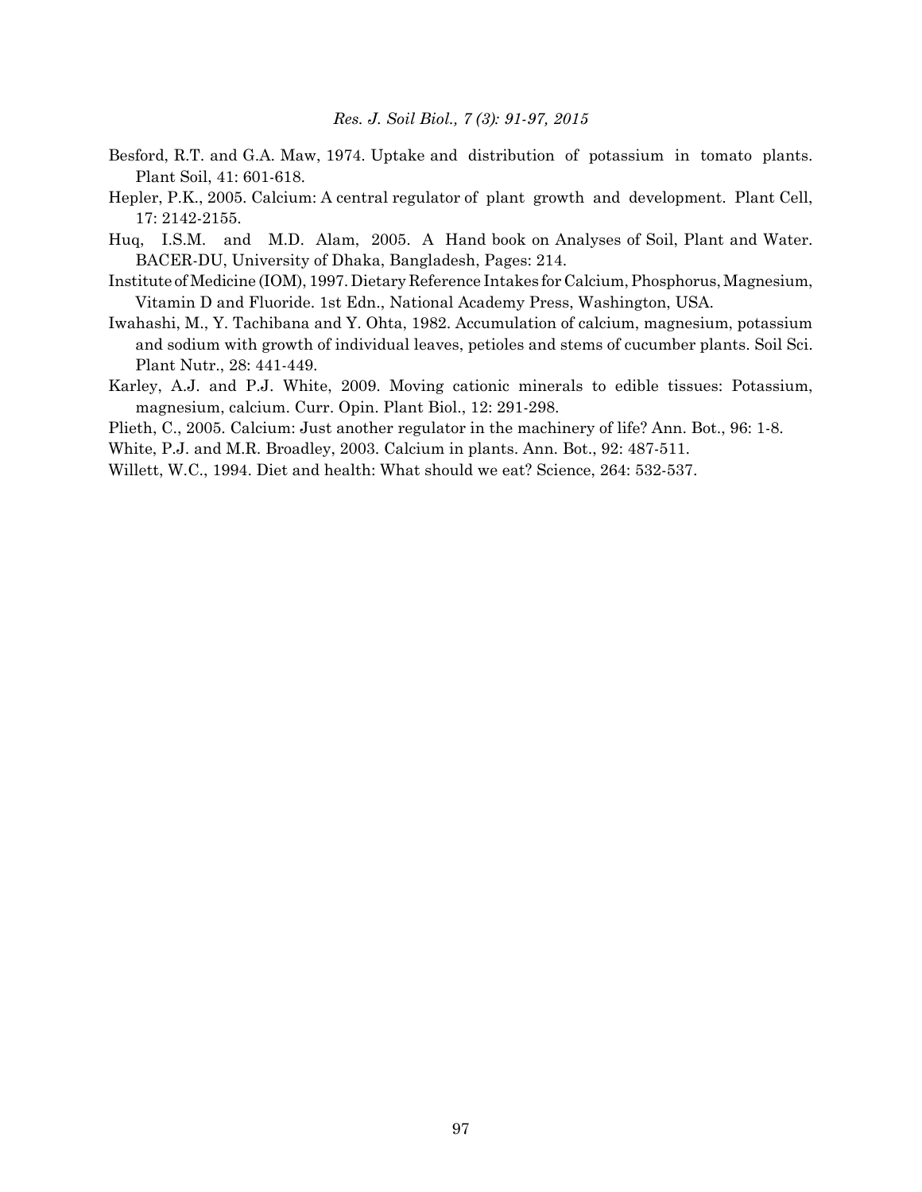Besford, R.T. and G.A. Maw, 1974. Uptake and distribution of potassium in tomato plants. Plant Soil, 41: 601-618.

Hepler, P.K., 2005. Calcium: A central regulator of plant growth and development. Plant Cell, 17: 2142-2155.

Huq, I.S.M. and M.D. Alam, 2005. A Hand book on Analyses of Soil, Plant and Water. BACER-DU, University of Dhaka, Bangladesh, Pages: 214.

Institute of Medicine (IOM), 1997. Dietary Reference Intakes for Calcium, Phosphorus, Magnesium, Vitamin D and Fluoride. 1st Edn., National Academy Press, Washington, USA.

Iwahashi, M., Y. Tachibana and Y. Ohta, 1982. Accumulation of calcium, magnesium, potassium and sodium with growth of individual leaves, petioles and stems of cucumber plants. Soil Sci. Plant Nutr., 28: 441-449.

Karley, A.J. and P.J. White, 2009. Moving cationic minerals to edible tissues: Potassium, magnesium, calcium. Curr. Opin. Plant Biol., 12: 291-298.

Plieth, C., 2005. Calcium: Just another regulator in the machinery of life? Ann. Bot., 96: 1-8.

White, P.J. and M.R. Broadley, 2003. Calcium in plants. Ann. Bot., 92: 487-511.

Willett, W.C., 1994. Diet and health: What should we eat? Science, 264: 532-537.